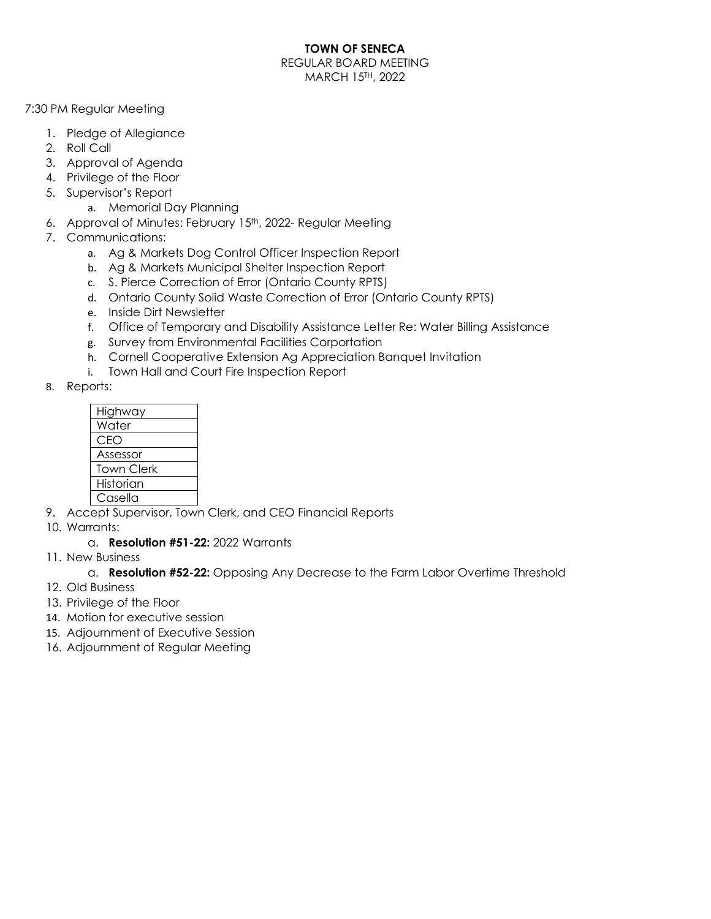**TOWN OF SENECA**

REGULAR BOARD MEETING

MARCH 15TH, 2022

7:30 PM Regular Meeting

1. Pledge of Allegiance
2. Roll Call
3. Approval of Agenda
4. Privilege of the Floor
5. Supervisor's Report
   a. Memorial Day Planning
6. Approval of Minutes: February 15th, 2022- Regular Meeting
7. Communications:
   a. Ag & Markets Dog Control Officer Inspection Report
   b. Ag & Markets Municipal Shelter Inspection Report
   c. S. Pierce Correction of Error (Ontario County RPTS)
   d. Ontario County Solid Waste Correction of Error (Ontario County RPTS)
   e. Inside Dirt Newsletter
   f. Office of Temporary and Disability Assistance Letter Re: Water Billing Assistance
   g. Survey from Environmental Facilities Corportation
   h. Cornell Cooperative Extension Ag Appreciation Banquet Invitation
   i. Town Hall and Court Fire Inspection Report
8. Reports:

| Highway |
|---|
| Water |
| CEO |
| Assessor |
| Town Clerk |
| Historian |
| Casella |

9. Accept Supervisor, Town Clerk, and CEO Financial Reports
10. Warrants:
    a. **Resolution #51-22:** 2022 Warrants
11. New Business
    a. **Resolution #52-22:** Opposing Any Decrease to the Farm Labor Overtime Threshold
12. Old Business
13. Privilege of the Floor
14. Motion for executive session
15. Adjournment of Executive Session
16. Adjournment of Regular Meeting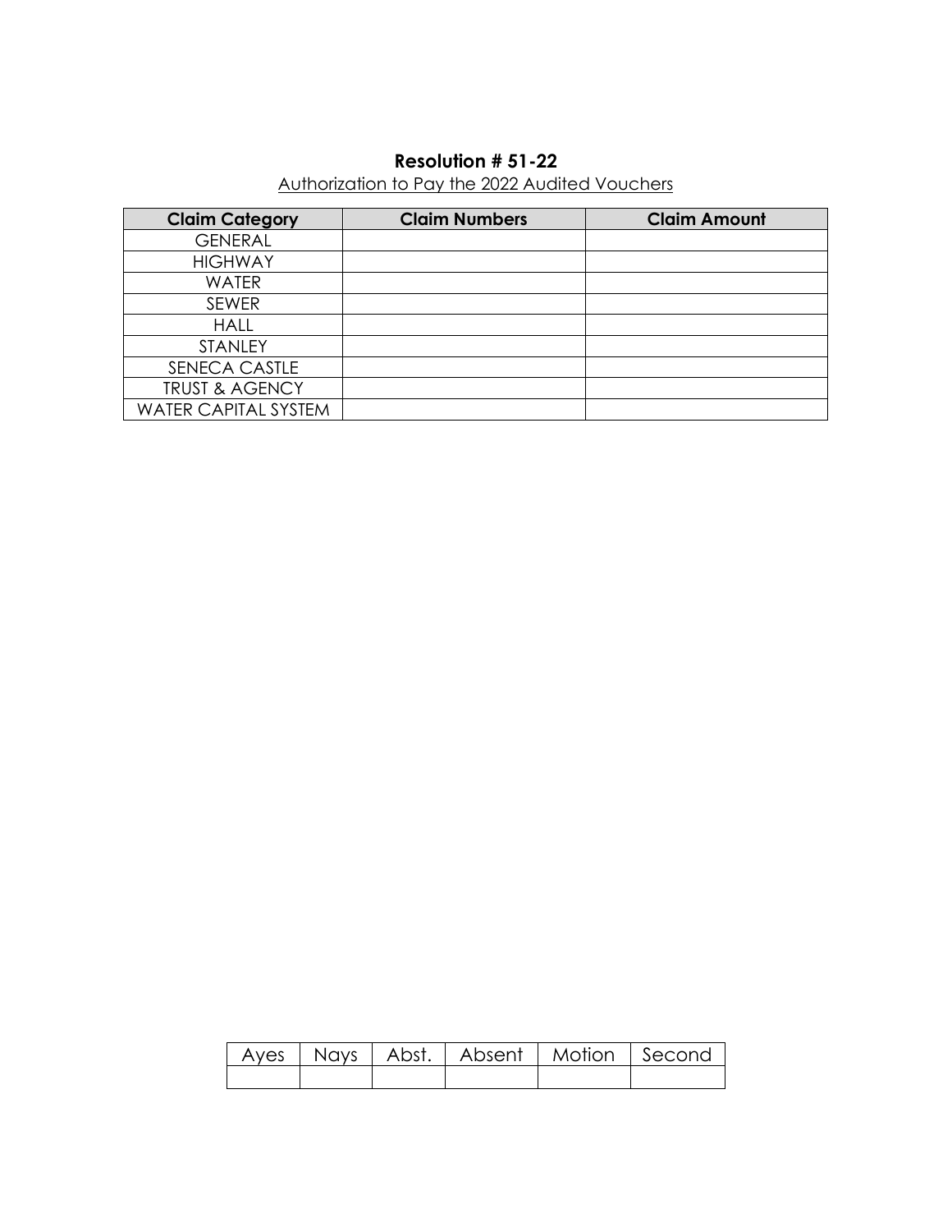**Resolution # 51-22**

Authorization to Pay the 2022 Audited Vouchers

| Claim Category | Claim Numbers | Claim Amount |
| --- | --- | --- |
| GENERAL | | |
| HIGHWAY | | |
| WATER | | |
| SEWER | | |
| HALL | | |
| STANLEY | | |
| SENECA CASTLE | | |
| TRUST & AGENCY | | |
| WATER CAPITAL SYSTEM | | |

| Ayes | Nays | Abst. | Absent | Motion | Second |
| --- | --- | --- | --- | --- | --- |
| | | | | | |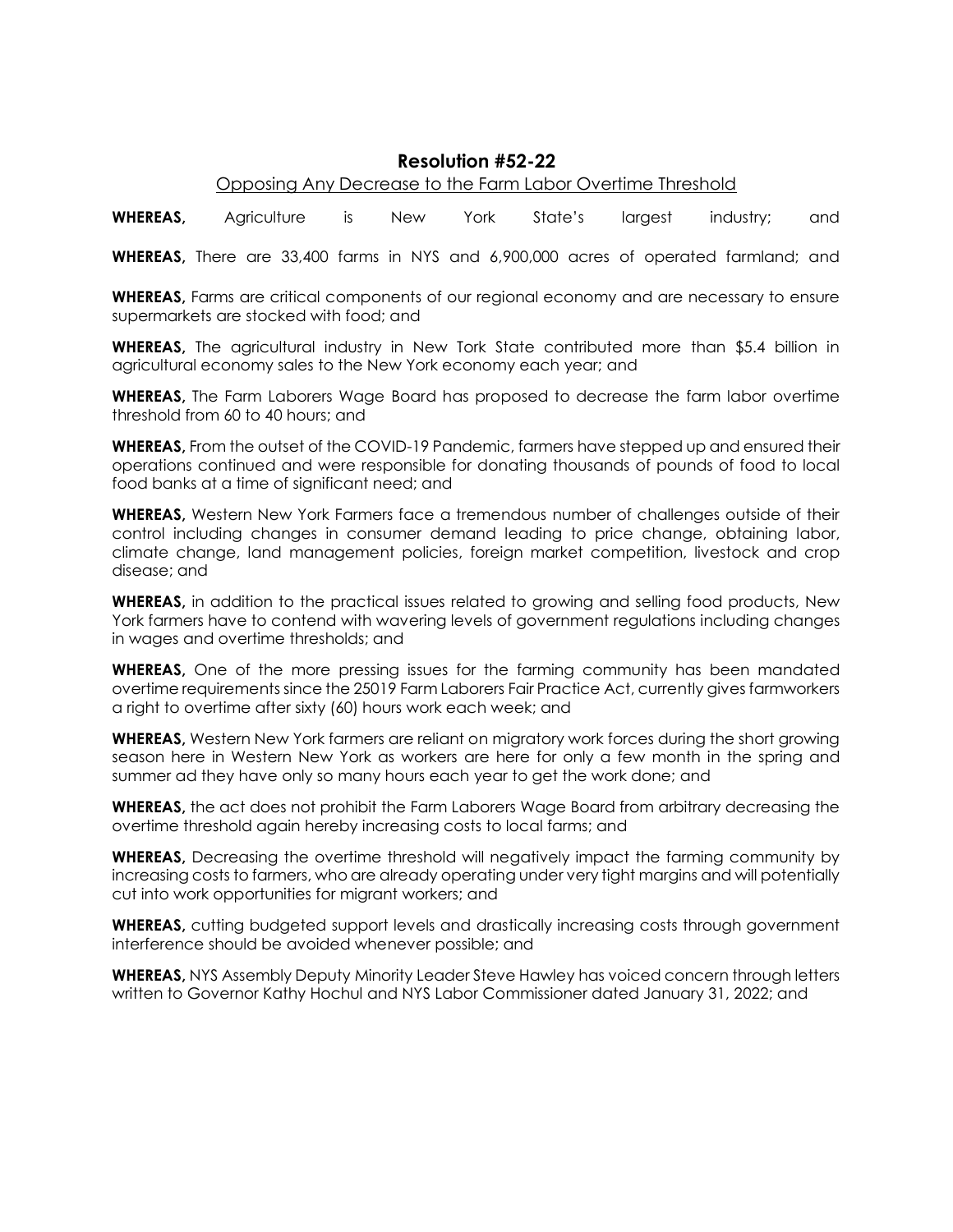## Resolution #52-22

Opposing Any Decrease to the Farm Labor Overtime Threshold

**WHEREAS,** Agriculture is New York State's largest industry; and

**WHEREAS,** There are 33,400 farms in NYS and 6,900,000 acres of operated farmland; and

**WHEREAS,** Farms are critical components of our regional economy and are necessary to ensure supermarkets are stocked with food; and

**WHEREAS,** The agricultural industry in New Tork State contributed more than $5.4 billion in agricultural economy sales to the New York economy each year; and

**WHEREAS,** The Farm Laborers Wage Board has proposed to decrease the farm labor overtime threshold from 60 to 40 hours; and

**WHEREAS,** From the outset of the COVID-19 Pandemic, farmers have stepped up and ensured their operations continued and were responsible for donating thousands of pounds of food to local food banks at a time of significant need; and

**WHEREAS,** Western New York Farmers face a tremendous number of challenges outside of their control including changes in consumer demand leading to price change, obtaining labor, climate change, land management policies, foreign market competition, livestock and crop disease; and

**WHEREAS,** in addition to the practical issues related to growing and selling food products, New York farmers have to contend with wavering levels of government regulations including changes in wages and overtime thresholds; and

**WHEREAS,** One of the more pressing issues for the farming community has been mandated overtime requirements since the 25019 Farm Laborers Fair Practice Act, currently gives farmworkers a right to overtime after sixty (60) hours work each week; and

**WHEREAS,** Western New York farmers are reliant on migratory work forces during the short growing season here in Western New York as workers are here for only a few month in the spring and summer ad they have only so many hours each year to get the work done; and

**WHEREAS,** the act does not prohibit the Farm Laborers Wage Board from arbitrary decreasing the overtime threshold again hereby increasing costs to local farms; and

**WHEREAS,** Decreasing the overtime threshold will negatively impact the farming community by increasing costs to farmers, who are already operating under very tight margins and will potentially cut into work opportunities for migrant workers; and

**WHEREAS,** cutting budgeted support levels and drastically increasing costs through government interference should be avoided whenever possible; and

**WHEREAS,** NYS Assembly Deputy Minority Leader Steve Hawley has voiced concern through letters written to Governor Kathy Hochul and NYS Labor Commissioner dated January 31, 2022; and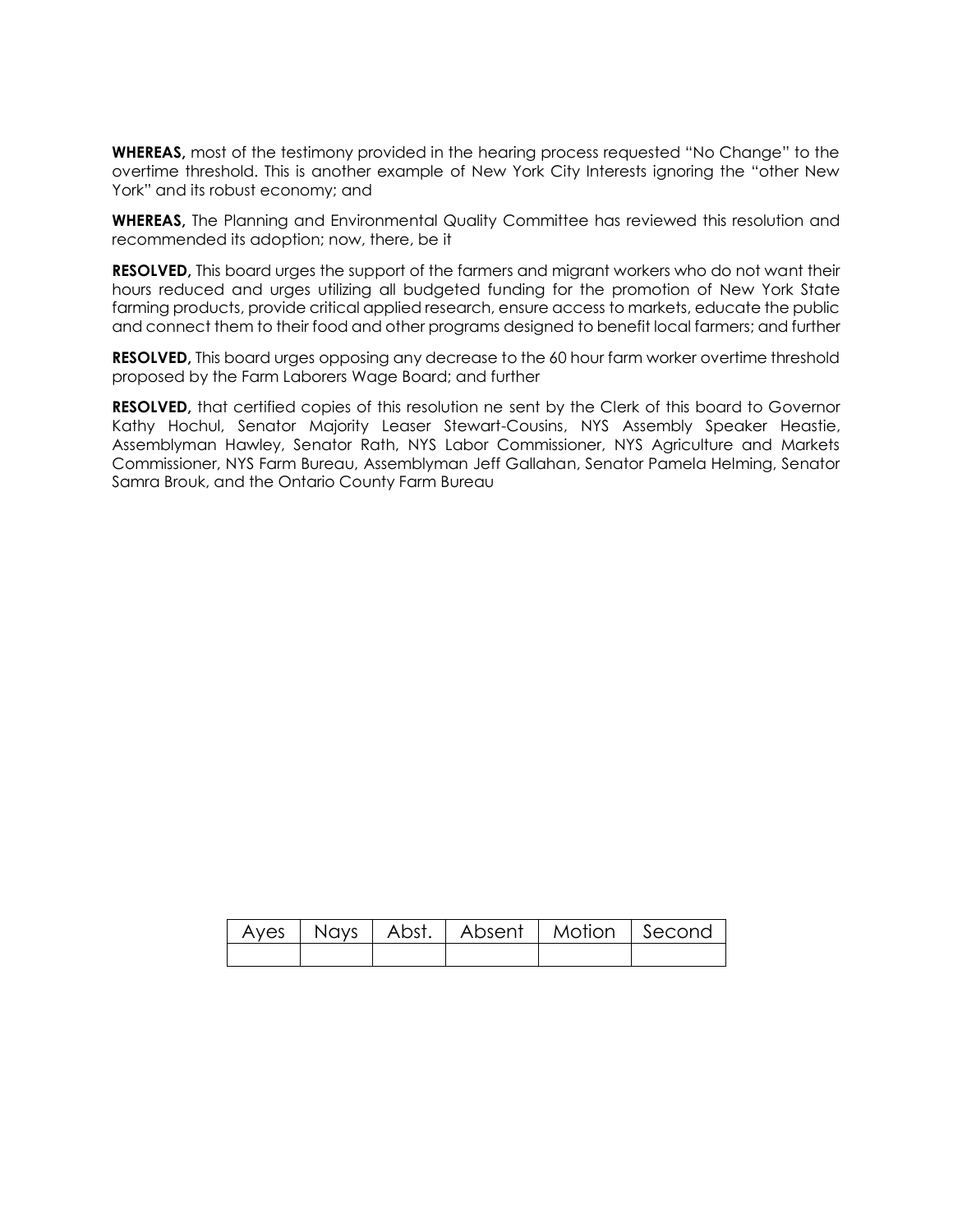**WHEREAS,** most of the testimony provided in the hearing process requested "No Change" to the overtime threshold. This is another example of New York City Interests ignoring the "other New York" and its robust economy; and

**WHEREAS,** The Planning and Environmental Quality Committee has reviewed this resolution and recommended its adoption; now, there, be it

**RESOLVED,** This board urges the support of the farmers and migrant workers who do not want their hours reduced and urges utilizing all budgeted funding for the promotion of New York State farming products, provide critical applied research, ensure access to markets, educate the public and connect them to their food and other programs designed to benefit local farmers; and further

**RESOLVED,** This board urges opposing any decrease to the 60 hour farm worker overtime threshold proposed by the Farm Laborers Wage Board; and further

**RESOLVED,** that certified copies of this resolution ne sent by the Clerk of this board to Governor Kathy Hochul, Senator Majority Leaser Stewart-Cousins, NYS Assembly Speaker Heastie, Assemblyman Hawley, Senator Rath, NYS Labor Commissioner, NYS Agriculture and Markets Commissioner, NYS Farm Bureau, Assemblyman Jeff Gallahan, Senator Pamela Helming, Senator Samra Brouk, and the Ontario County Farm Bureau

| Ayes | Nays | Abst. | Absent | Motion | Second |
| --- | --- | --- | --- | --- | --- |
| | | | | | |